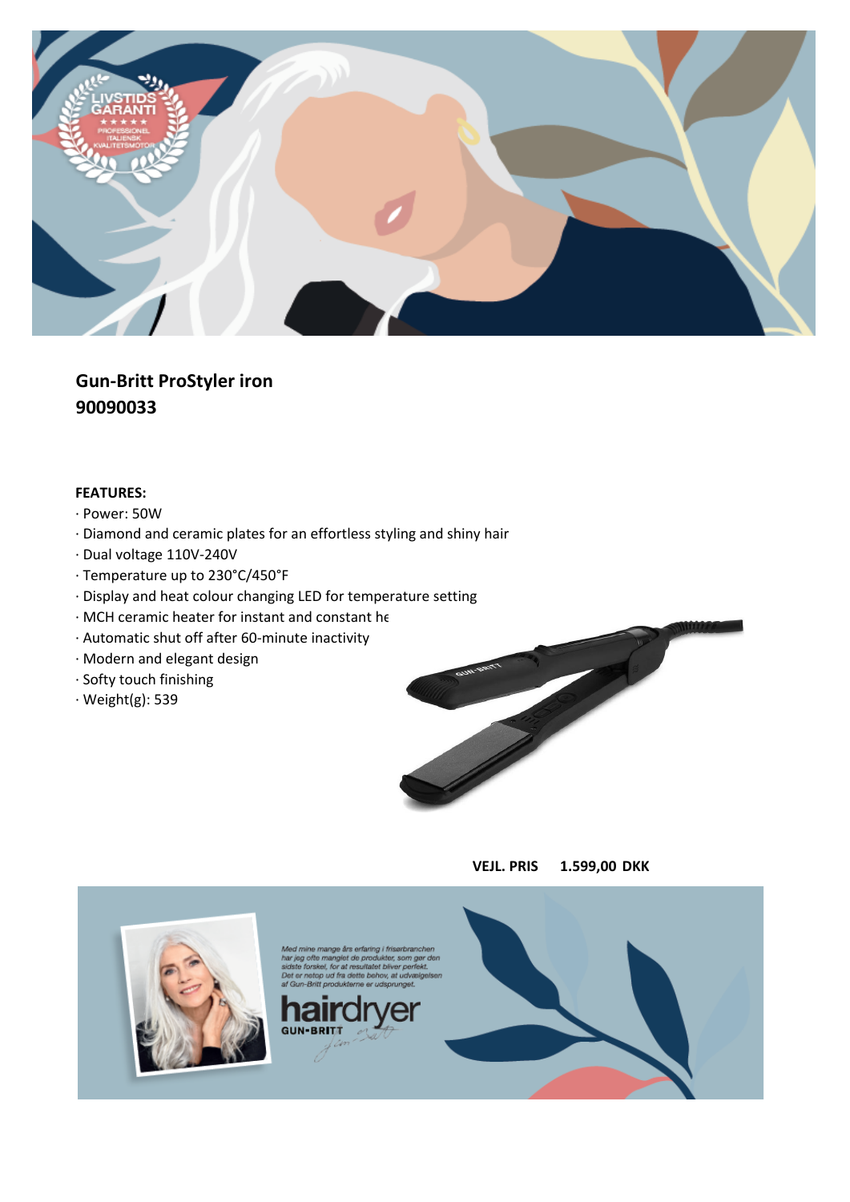**Gun-Britt ProStyler iron**
**90090033**

**FEATURES:**

· Power: 50W
· Diamond and ceramic plates for an effortless styling and shiny hair
· Dual voltage 110V-240V
· Temperature up to 230°C/450°F
· Display and heat colour changing LED for temperature setting
· MCH ceramic heater for instant and constant he
· Automatic shut off after 60-minute inactivity
· Modern and elegant design
· Softy touch finishing
· Weight(g): 539

**VEJL. PRIS 1.599,00 DKK**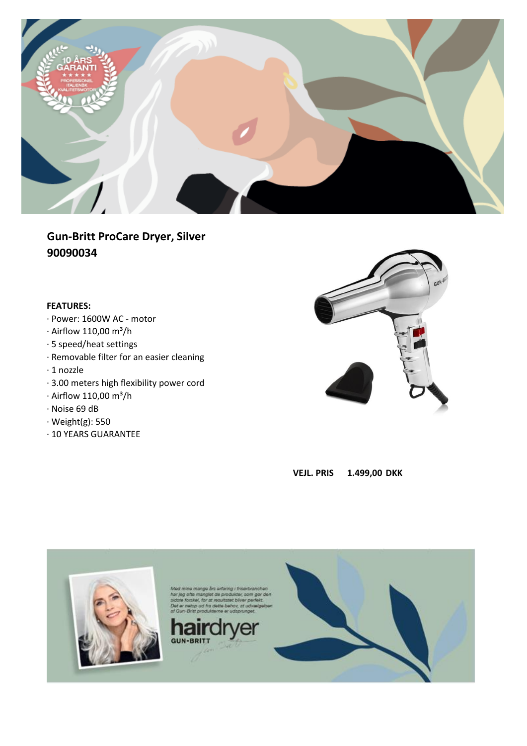## Gun-Britt ProCare Dryer, Silver 90090034

**FEATURES:**

· Power: 1600W AC - motor
· Airflow 110,00 m³/h
· 5 speed/heat settings
· Removable filter for an easier cleaning
· 1 nozzle
· 3.00 meters high flexibility power cord
· Airflow 110,00 m³/h
· Noise 69 dB
· Weight(g): 550
· 10 YEARS GUARANTEE

**VEJL. PRIS 1.499,00 DKK**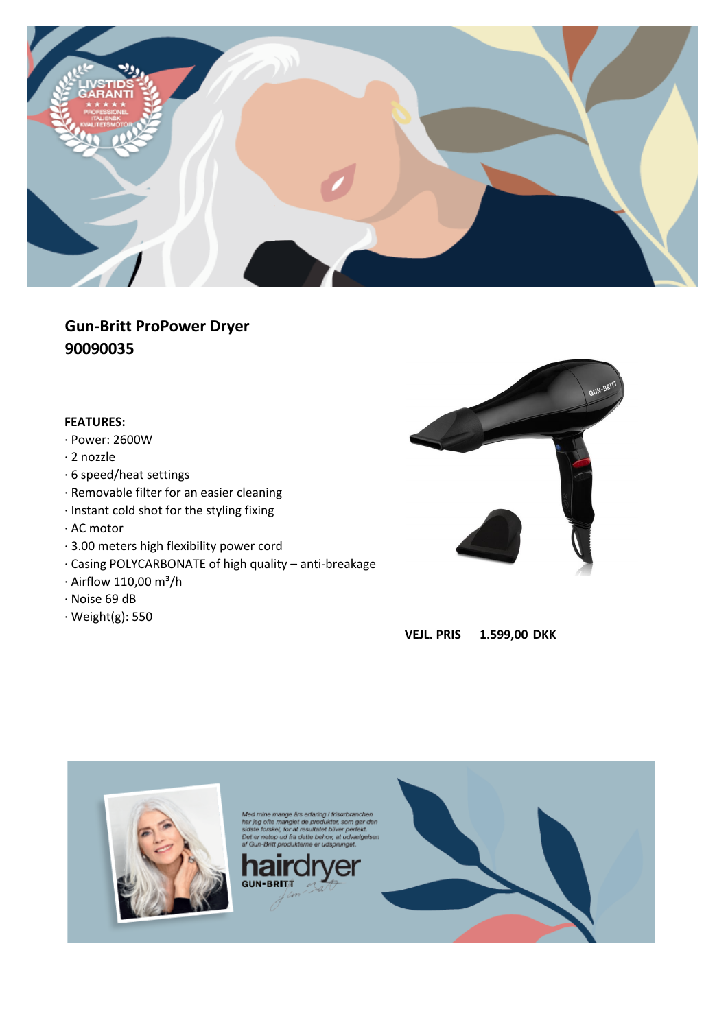## Gun-Britt ProPower Dryer
## 90090035

**FEATURES:**

- · Power: 2600W
- · 2 nozzle
- · 6 speed/heat settings
- · Removable filter for an easier cleaning
- · Instant cold shot for the styling fixing
- · AC motor
- · 3.00 meters high flexibility power cord
- · Casing POLYCARBONATE of high quality – anti-breakage
- · Airflow 110,00 $m^3/h$
- · Noise 69 dB
- · Weight(g): 550

**VEJL. PRIS 1.599,00 DKK**

Med mine mange års erfaring i frisørbranchen har jeg ofte manglet de produkter, som gør den sidste forskel, for at resultatet bliver perfekt. Det er netop ud fra dette behov, at udvælgelsen af Gun-Britt produkterne er udsprunget.

**hairdryer**
GUN-BRITT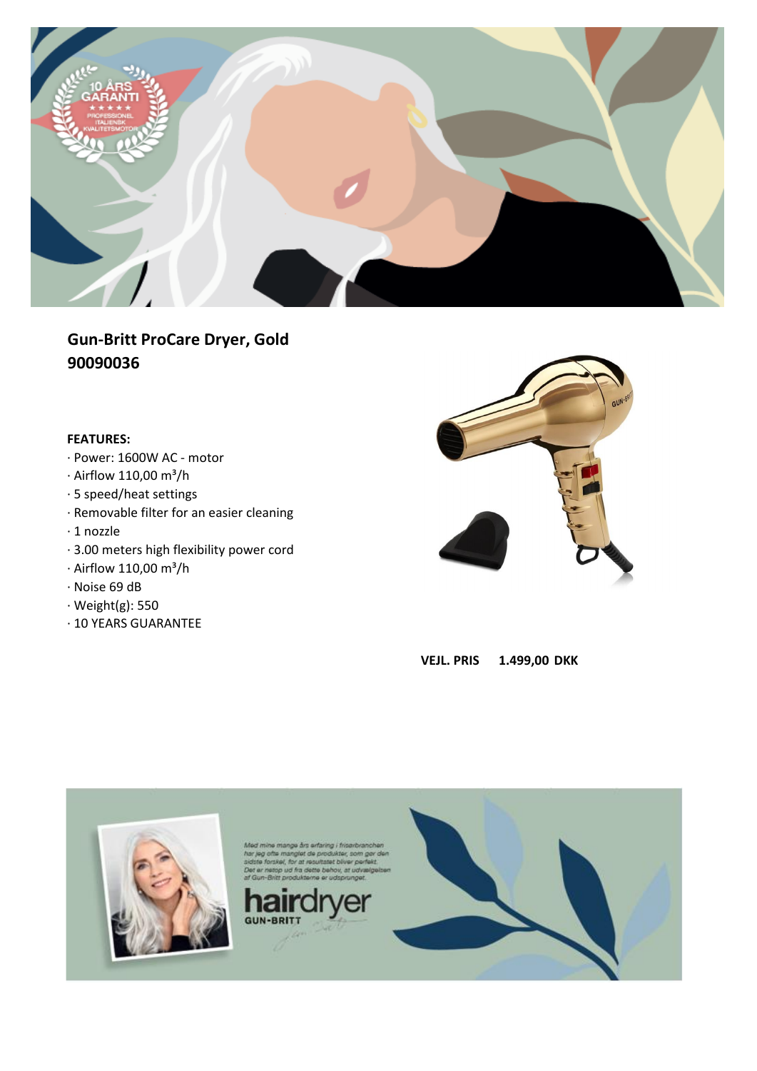## Gun-Britt ProCare Dryer, Gold
## 90090036

**FEATURES:**

- · Power: 1600W AC - motor
- · Airflow 110,00 m³/h
- · 5 speed/heat settings
- · Removable filter for an easier cleaning
- · 1 nozzle
- · 3.00 meters high flexibility power cord
- · Airflow 110,00 m³/h
- · Noise 69 dB
- · Weight(g): 550
- · 10 YEARS GUARANTEE

**VEJL. PRIS 1.499,00 DKK**

*Med mine mange års erfaring i frisørbranchen har jeg ofte manglet de produkter, som gør den sidste forskel, for at resultatet bliver perfekt. Det er netop ud fra dette behov, at udvælgelsen af Gun-Britt produkterne er udsprunget.*

**hairdryer**
GUN-BRITT